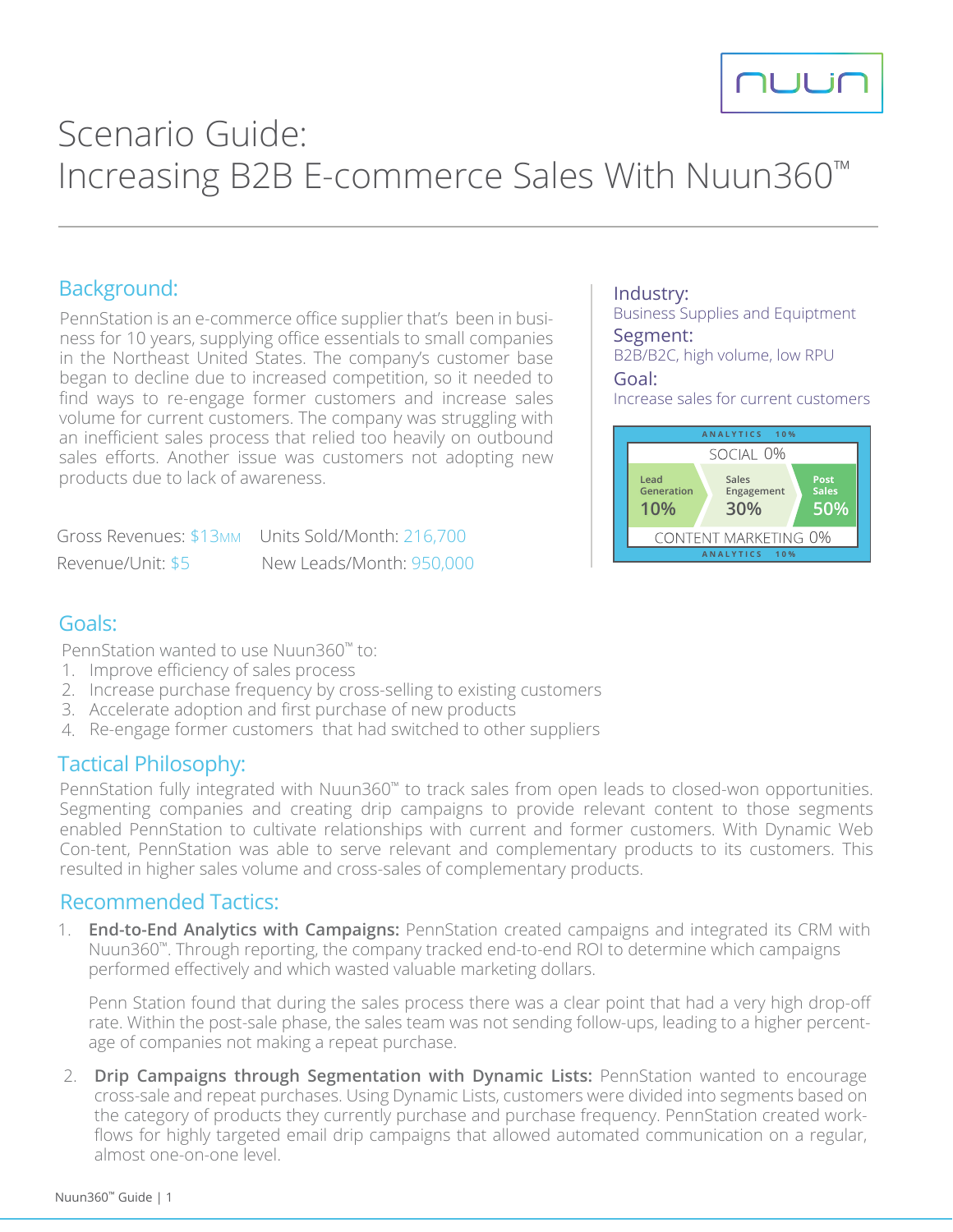# Scenario Guide: Increasing B2B E-commerce Sales With Nuun360™

## Background:

PennStation is an e-commerce office supplier that's been in business for 10 years, supplying office essentials to small companies in the Northeast United States. The company's customer base began to decline due to increased competition, so it needed to find ways to re-engage former customers and increase sales volume for current customers. The company was struggling with an inefficient sales process that relied too heavily on outbound sales efforts. Another issue was customers not adopting new products due to lack of awareness.

Gross Revenues: $13MM  Units Sold/Month: 216,700
Revenue/Unit: $5  New Leads/Month: 950,000

**Industry:**
Business Supplies and Equiptment

**Segment:**
B2B/B2C, high volume, low RPU

**Goal:**
Increase sales for current customers

ANALYTICS 10%

SOCIAL 0%

| Lead Generation | Sales Engagement | Post Sales |
|---|---|---|
| 10% | 30% | 50% |

CONTENT MARKETING 0%

ANALYTICS 10%

## Goals:

PennStation wanted to use Nuun360™ to:

1. Improve efficiency of sales process
2. Increase purchase frequency by cross-selling to existing customers
3. Accelerate adoption and first purchase of new products
4. Re-engage former customers that had switched to other suppliers

## Tactical Philosophy:

PennStation fully integrated with Nuun360™ to track sales from open leads to closed-won opportunities. Segmenting companies and creating drip campaigns to provide relevant content to those segments enabled PennStation to cultivate relationships with current and former customers. With Dynamic Web Con-tent, PennStation was able to serve relevant and complementary products to its customers. This resulted in higher sales volume and cross-sales of complementary products.

## Recommended Tactics:

1. **End-to-End Analytics with Campaigns:** PennStation created campaigns and integrated its CRM with Nuun360™. Through reporting, the company tracked end-to-end ROI to determine which campaigns performed effectively and which wasted valuable marketing dollars.

   Penn Station found that during the sales process there was a clear point that had a very high drop-off rate. Within the post-sale phase, the sales team was not sending follow-ups, leading to a higher percentage of companies not making a repeat purchase.

2. **Drip Campaigns through Segmentation with Dynamic Lists:** PennStation wanted to encourage cross-sale and repeat purchases. Using Dynamic Lists, customers were divided into segments based on the category of products they currently purchase and purchase frequency. PennStation created workflows for highly targeted email drip campaigns that allowed automated communication on a regular, almost one-on-one level.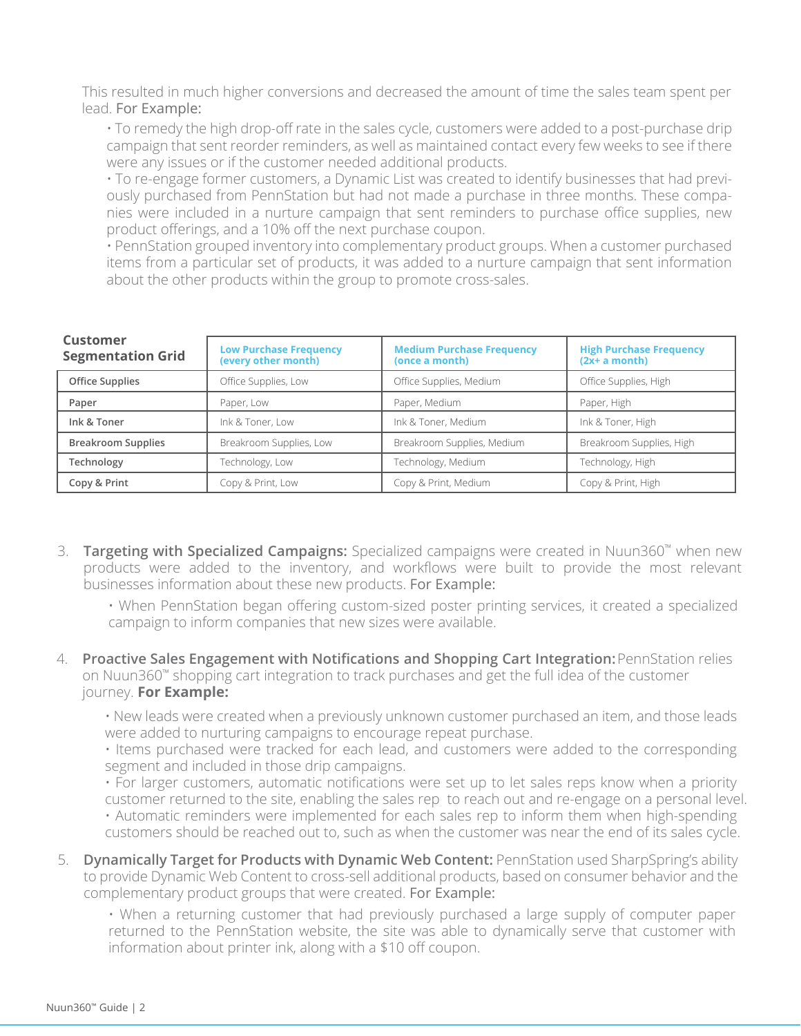This resulted in much higher conversions and decreased the amount of time the sales team spent per lead. For Example:

- To remedy the high drop-off rate in the sales cycle, customers were added to a post-purchase drip campaign that sent reorder reminders, as well as maintained contact every few weeks to see if there were any issues or if the customer needed additional products.
- To re-engage former customers, a Dynamic List was created to identify businesses that had previously purchased from PennStation but had not made a purchase in three months. These companies were included in a nurture campaign that sent reminders to purchase office supplies, new product offerings, and a 10% off the next purchase coupon.
- PennStation grouped inventory into complementary product groups. When a customer purchased items from a particular set of products, it was added to a nurture campaign that sent information about the other products within the group to promote cross-sales.

| Customer Segmentation Grid | Low Purchase Frequency (every other month) | Medium Purchase Frequency (once a month) | High Purchase Frequency (2x+ a month) |
|---|---|---|---|
| **Office Supplies** | Office Supplies, Low | Office Supplies, Medium | Office Supplies, High |
| **Paper** | Paper, Low | Paper, Medium | Paper, High |
| **Ink & Toner** | Ink & Toner, Low | Ink & Toner, Medium | Ink & Toner, High |
| **Breakroom Supplies** | Breakroom Supplies, Low | Breakroom Supplies, Medium | Breakroom Supplies, High |
| **Technology** | Technology, Low | Technology, Medium | Technology, High |
| **Copy & Print** | Copy & Print, Low | Copy & Print, Medium | Copy & Print, High |

3. **Targeting with Specialized Campaigns:** Specialized campaigns were created in Nuun360™ when new products were added to the inventory, and workflows were built to provide the most relevant businesses information about these new products. For Example:

   - When PennStation began offering custom-sized poster printing services, it created a specialized campaign to inform companies that new sizes were available.

4. **Proactive Sales Engagement with Notifications and Shopping Cart Integration:** PennStation relies on Nuun360™ shopping cart integration to track purchases and get the full idea of the customer journey. **For Example:**

   - New leads were created when a previously unknown customer purchased an item, and those leads were added to nurturing campaigns to encourage repeat purchase.
   - Items purchased were tracked for each lead, and customers were added to the corresponding segment and included in those drip campaigns.
   - For larger customers, automatic notifications were set up to let sales reps know when a priority customer returned to the site, enabling the sales rep to reach out and re-engage on a personal level.
   - Automatic reminders were implemented for each sales rep to inform them when high-spending customers should be reached out to, such as when the customer was near the end of its sales cycle.

5. **Dynamically Target for Products with Dynamic Web Content:** PennStation used SharpSpring's ability to provide Dynamic Web Content to cross-sell additional products, based on consumer behavior and the complementary product groups that were created. For Example:

   - When a returning customer that had previously purchased a large supply of computer paper returned to the PennStation website, the site was able to dynamically serve that customer with information about printer ink, along with a $10 off coupon.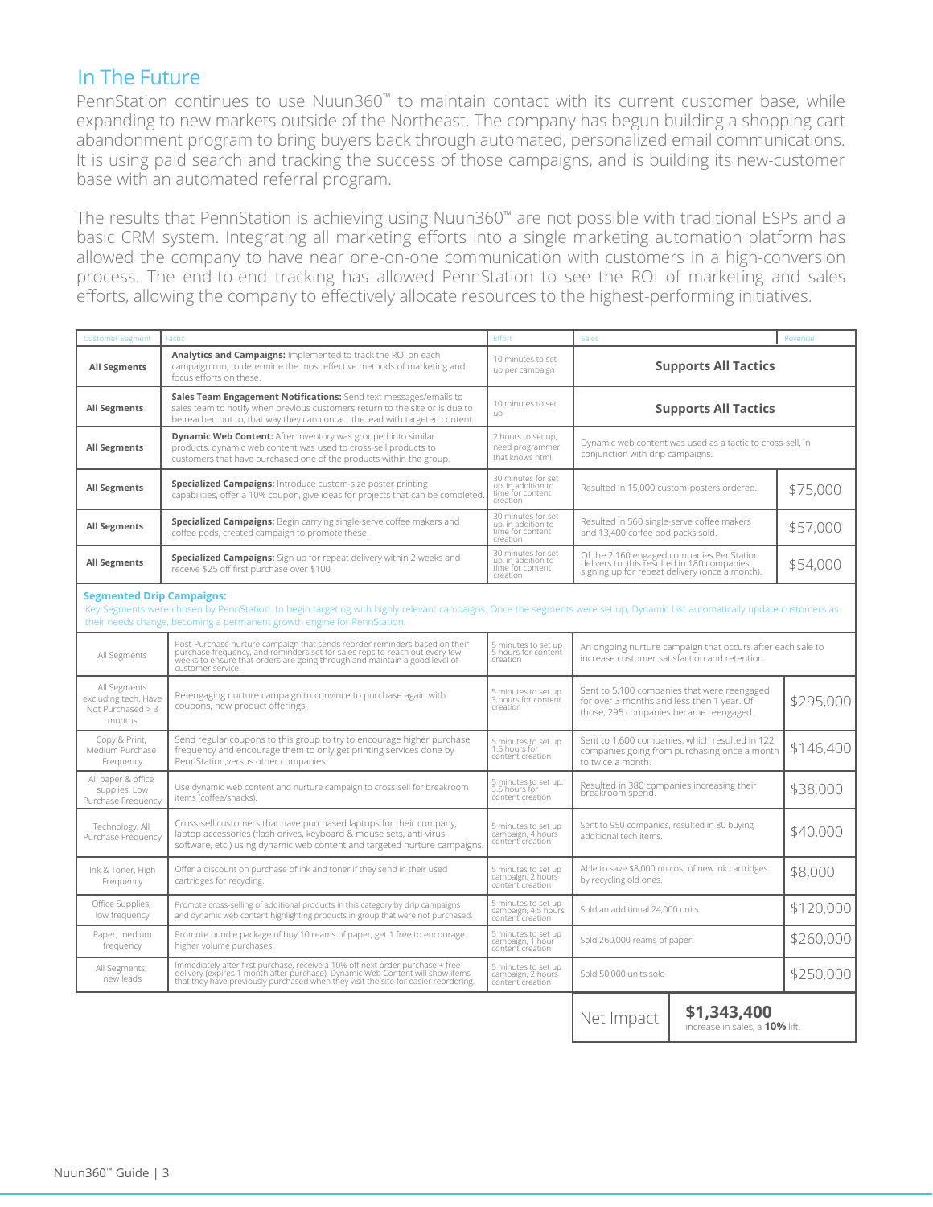## In The Future

PennStation continues to use Nuun360™ to maintain contact with its current customer base, while expanding to new markets outside of the Northeast. The company has begun building a shopping cart abandonment program to bring buyers back through automated, personalized email communications. It is using paid search and tracking the success of those campaigns, and is building its new-customer base with an automated referral program.

The results that PennStation is achieving using Nuun360™ are not possible with traditional ESPs and a basic CRM system. Integrating all marketing efforts into a single marketing automation platform has allowed the company to have near one-on-one communication with customers in a high-conversion process. The end-to-end tracking has allowed PennStation to see the ROI of marketing and sales efforts, allowing the company to effectively allocate resources to the highest-performing initiatives.

| Customer Segment | Tactic | Effort | Sales | Revenue |
|---|---|---|---|---|
| **All Segments** | **Analytics and Campaigns:** Implemented to track the ROI on each campaign run, to determine the most effective methods of marketing and focus efforts on these. | 10 minutes to set up per campaign | **Supports All Tactics** | |
| **All Segments** | **Sales Team Engagement Notifications:** Send text messages/emails to sales team to notify when previous customers return to the site or is due to be reached out to, that way they can contact the lead with targeted content. | 10 minutes to set up | **Supports All Tactics** | |
| **All Segments** | **Dynamic Web Content:** After inventory was grouped into similar products, dynamic web content was used to cross-sell products to customers that have purchased one of the products within the group. | 2 hours to set up, need programmer that knows html | Dynamic web content was used as a tactic to cross-sell, in conjunction with drip campaigns. | |
| **All Segments** | **Specialized Campaigns:** Introduce custom-size poster printing capabilities, offer a 10% coupon, give ideas for projects that can be completed. | 30 minutes for set up, in addition to time for content creation | Resulted in 15,000 custom-posters ordered. | $75,000 |
| **All Segments** | **Specialized Campaigns:** Begin carrying single-serve coffee makers and coffee pods, created campaign to promote these. | 30 minutes for set up, in addition to time for content creation | Resulted in 560 single-serve coffee makers and 13,400 coffee pod packs sold. | $57,000 |
| **All Segments** | **Specialized Campaigns:** Sign up for repeat delivery within 2 weeks and receive $25 off first purchase over $100 | 30 minutes for set up, in addition to time for content creation | Of the 2,160 engaged companies PenStation delivers to, this resulted in 180 companies signing up for repeat delivery (once a month). | $54,000 |
| **Segmented Drip Campaigns:** Key Segments were chosen by PennStation, to begin targeting with highly relevant campaigns. Once the segments were set up, Dynamic List automatically update customers as their needs change, becoming a permanent growth engine for PennStation. | | | | |
| All Segments | Post-Purchase nurture campaign that sends reorder reminders based on their purchase frequency, and reminders set for sales reps to reach out every few weeks to ensure that orders are going through and maintain a good level of customer service. | 5 minutes to set up 5 hours for content creation | An ongoing nurture campaign that occurs after each sale to increase customer satisfaction and retention. | |
| All Segments excluding tech, Have Not Purchased > 3 months | Re-engaging nurture campaign to convince to purchase again with coupons, new product offerings. | 5 minutes to set up 3 hours for content creation | Sent to 5,100 companies that were reengaged for over 3 months and less then 1 year. Of those, 295 companies became reengaged. | $295,000 |
| Copy & Print, Medium Purchase Frequency | Send regular coupons to this group to try to encourage higher purchase frequency and encourage them to only get printing services done by PennStation,versus other companies. | 5 minutes to set up 1.5 hours for content creation | Sent to 1,600 companies, which resulted in 122 companies going from purchasing once a month to twice a month. | $146,400 |
| All paper & office supplies, Low Purchase Frequency | Use dynamic web content and nurture campaign to cross-sell for breakroom items (coffee/snacks). | 5 minutes to set up, 3.5 hours for content creation | Resulted in 380 companies increasing their breakroom spend. | $38,000 |
| Technology, All Purchase Frequency | Cross-sell customers that have purchased laptops for their company, laptop accessories (flash drives, keyboard & mouse sets, anti-virus software, etc.) using dynamic web content and targeted nurture campaigns. | 5 minutes to set up campaign, 4 hours content creation | Sent to 950 companies, resulted in 80 buying additional tech items. | $40,000 |
| Ink & Toner, High Frequency | Offer a discount on purchase of ink and toner if they send in their used cartridges for recycling. | 5 minutes to set up campaign, 2 hours content creation | Able to save $8,000 on cost of new ink cartridges by recycling old ones. | $8,000 |
| Office Supplies, low frequency | Promote cross-selling of additional products in this category by drip campaigns and dynamic web content highlighting products in group that were not purchased. | 5 minutes to set up campaign, 4.5 hours content creation | Sold an additional 24,000 units. | $120,000 |
| Paper, medium frequency | Promote bundle package of buy 10 reams of paper, get 1 free to encourage higher volume purchases. | 5 minutes to set up campaign, 1 hour content creation | Sold 260,000 reams of paper. | $260,000 |
| All Segments, new leads | Immediately after first purchase, receive a 10% off next order purchase + free delivery (expires 1 month after purchase). Dynamic Web Content will show items that they have previously purchased when they visit the site for easier reordering. | 5 minutes to set up campaign, 2 hours content creation | Sold 50,000 units sold | $250,000 |
| | | | Net Impact | **$1,343,400** increase in sales, a **10%** lift. |